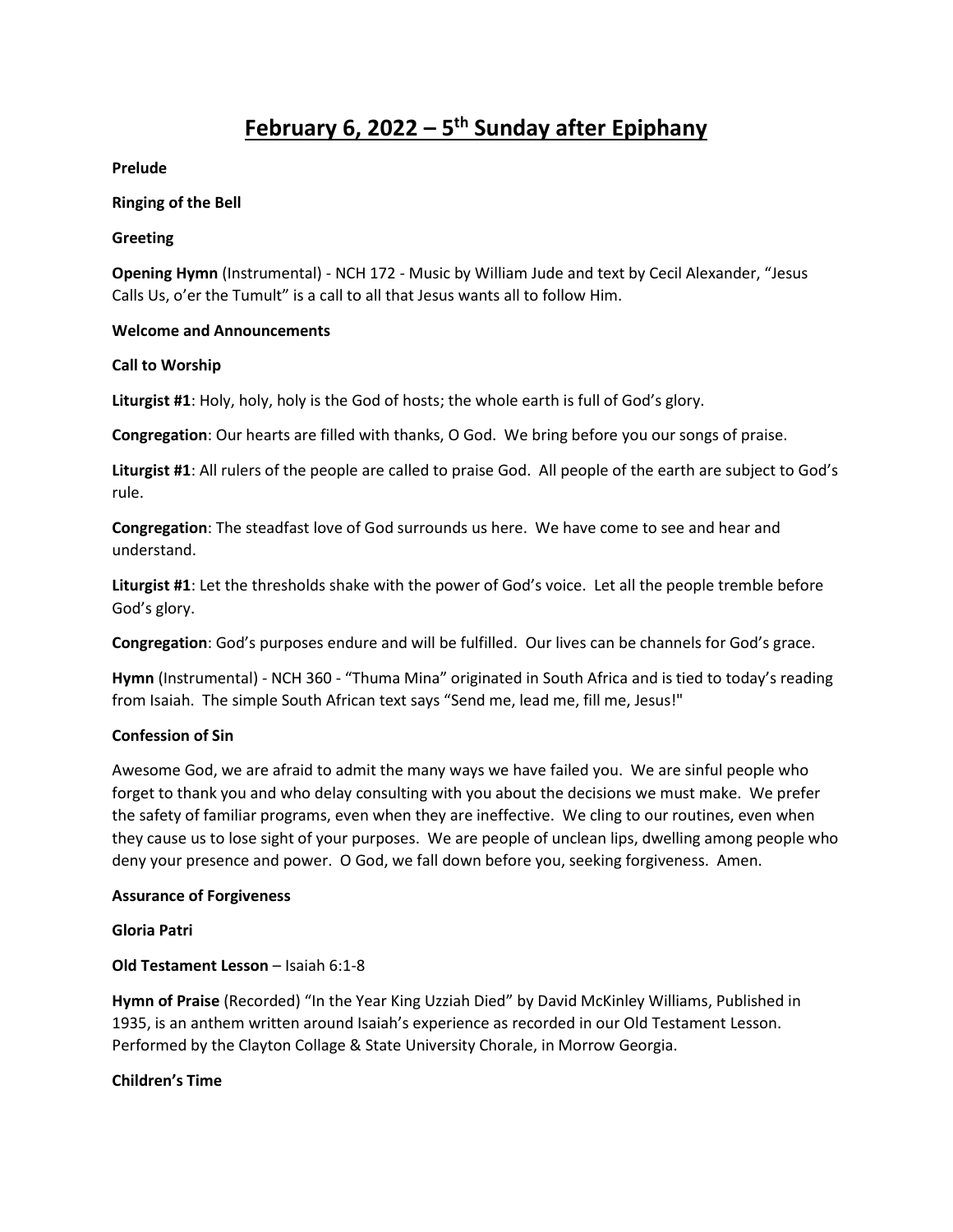# February 6, 2022 – 5th Sunday after Epiphany

**Prelude**

**Ringing of the Bell**

**Greeting**

**Opening Hymn** (Instrumental) - NCH 172 - Music by William Jude and text by Cecil Alexander, "Jesus Calls Us, o'er the Tumult" is a call to all that Jesus wants all to follow Him.

**Welcome and Announcements**

**Call to Worship**

**Liturgist #1**: Holy, holy, holy is the God of hosts; the whole earth is full of God's glory.

**Congregation**: Our hearts are filled with thanks, O God. We bring before you our songs of praise.

**Liturgist #1**: All rulers of the people are called to praise God. All people of the earth are subject to God's rule.

**Congregation**: The steadfast love of God surrounds us here. We have come to see and hear and understand.

**Liturgist #1**: Let the thresholds shake with the power of God's voice. Let all the people tremble before God's glory.

**Congregation**: God's purposes endure and will be fulfilled. Our lives can be channels for God's grace.

**Hymn** (Instrumental) - NCH 360 - "Thuma Mina" originated in South Africa and is tied to today's reading from Isaiah. The simple South African text says "Send me, lead me, fill me, Jesus!"

**Confession of Sin**

Awesome God, we are afraid to admit the many ways we have failed you. We are sinful people who forget to thank you and who delay consulting with you about the decisions we must make. We prefer the safety of familiar programs, even when they are ineffective. We cling to our routines, even when they cause us to lose sight of your purposes. We are people of unclean lips, dwelling among people who deny your presence and power. O God, we fall down before you, seeking forgiveness. Amen.

**Assurance of Forgiveness**

**Gloria Patri**

**Old Testament Lesson** – Isaiah 6:1-8

**Hymn of Praise** (Recorded) "In the Year King Uzziah Died" by David McKinley Williams, Published in 1935, is an anthem written around Isaiah's experience as recorded in our Old Testament Lesson. Performed by the Clayton Collage & State University Chorale, in Morrow Georgia.

**Children's Time**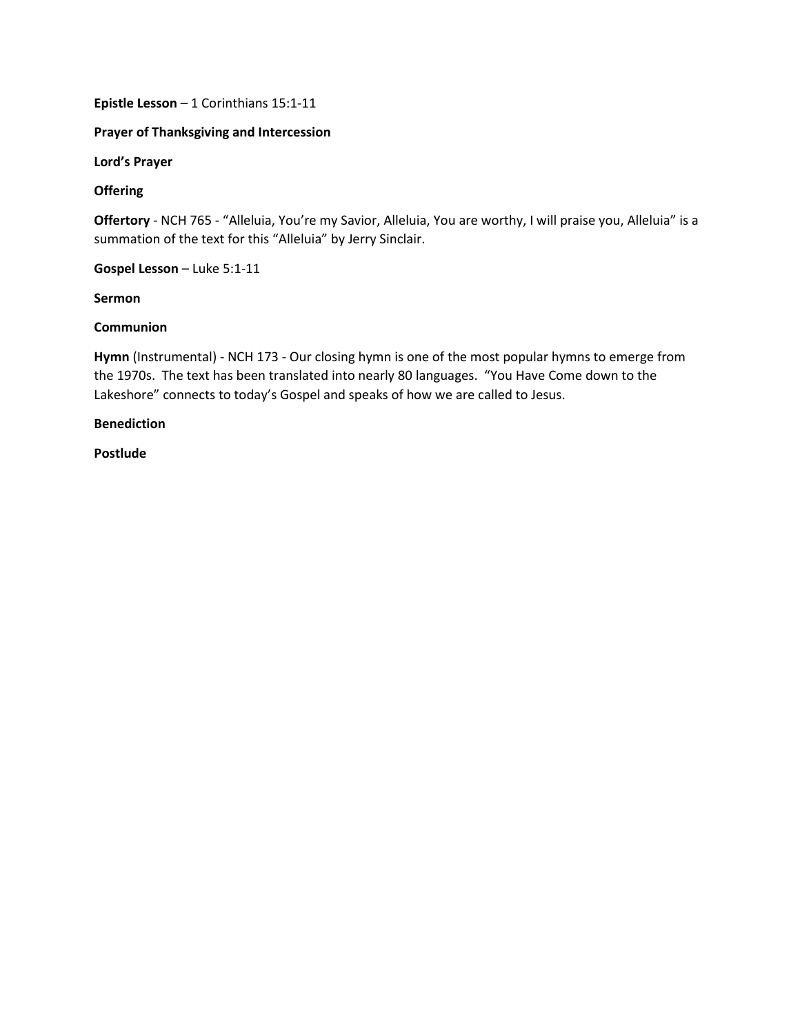**Epistle Lesson** – 1 Corinthians 15:1-11

**Prayer of Thanksgiving and Intercession**

**Lord's Prayer**

**Offering**

**Offertory** - NCH 765 - "Alleluia, You're my Savior, Alleluia, You are worthy, I will praise you, Alleluia" is a summation of the text for this "Alleluia" by Jerry Sinclair.

**Gospel Lesson** – Luke 5:1-11

**Sermon**

**Communion**

**Hymn** (Instrumental) - NCH 173 - Our closing hymn is one of the most popular hymns to emerge from the 1970s. The text has been translated into nearly 80 languages. "You Have Come down to the Lakeshore" connects to today's Gospel and speaks of how we are called to Jesus.

**Benediction**

**Postlude**